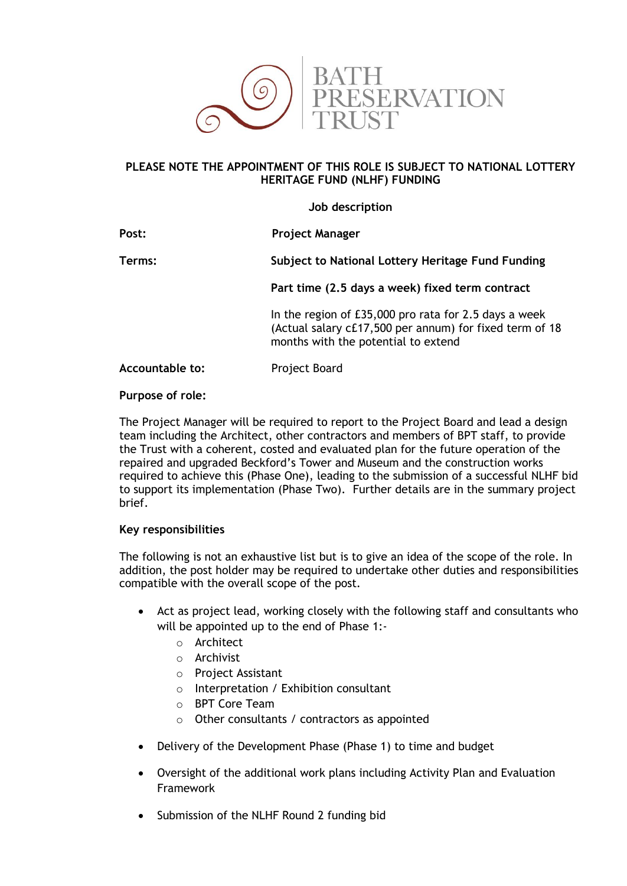BATH PRESERVATION TRUST

**PLEASE NOTE THE APPOINTMENT OF THIS ROLE IS SUBJECT TO NATIONAL LOTTERY HERITAGE FUND (NLHF) FUNDING**

**Job description**

| | |
|---|---|
| **Post:** | **Project Manager** |
| **Terms:** | **Subject to National Lottery Heritage Fund Funding** |
| | **Part time (2.5 days a week) fixed term contract** |
| | In the region of £35,000 pro rata for 2.5 days a week (Actual salary c£17,500 per annum) for fixed term of 18 months with the potential to extend |
| **Accountable to:** | Project Board |

**Purpose of role:**

The Project Manager will be required to report to the Project Board and lead a design team including the Architect, other contractors and members of BPT staff, to provide the Trust with a coherent, costed and evaluated plan for the future operation of the repaired and upgraded Beckford's Tower and Museum and the construction works required to achieve this (Phase One), leading to the submission of a successful NLHF bid to support its implementation (Phase Two). Further details are in the summary project brief.

**Key responsibilities**

The following is not an exhaustive list but is to give an idea of the scope of the role. In addition, the post holder may be required to undertake other duties and responsibilities compatible with the overall scope of the post.

- Act as project lead, working closely with the following staff and consultants who will be appointed up to the end of Phase 1:-
  - Architect
  - Archivist
  - Project Assistant
  - Interpretation / Exhibition consultant
  - BPT Core Team
  - Other consultants / contractors as appointed
- Delivery of the Development Phase (Phase 1) to time and budget
- Oversight of the additional work plans including Activity Plan and Evaluation Framework
- Submission of the NLHF Round 2 funding bid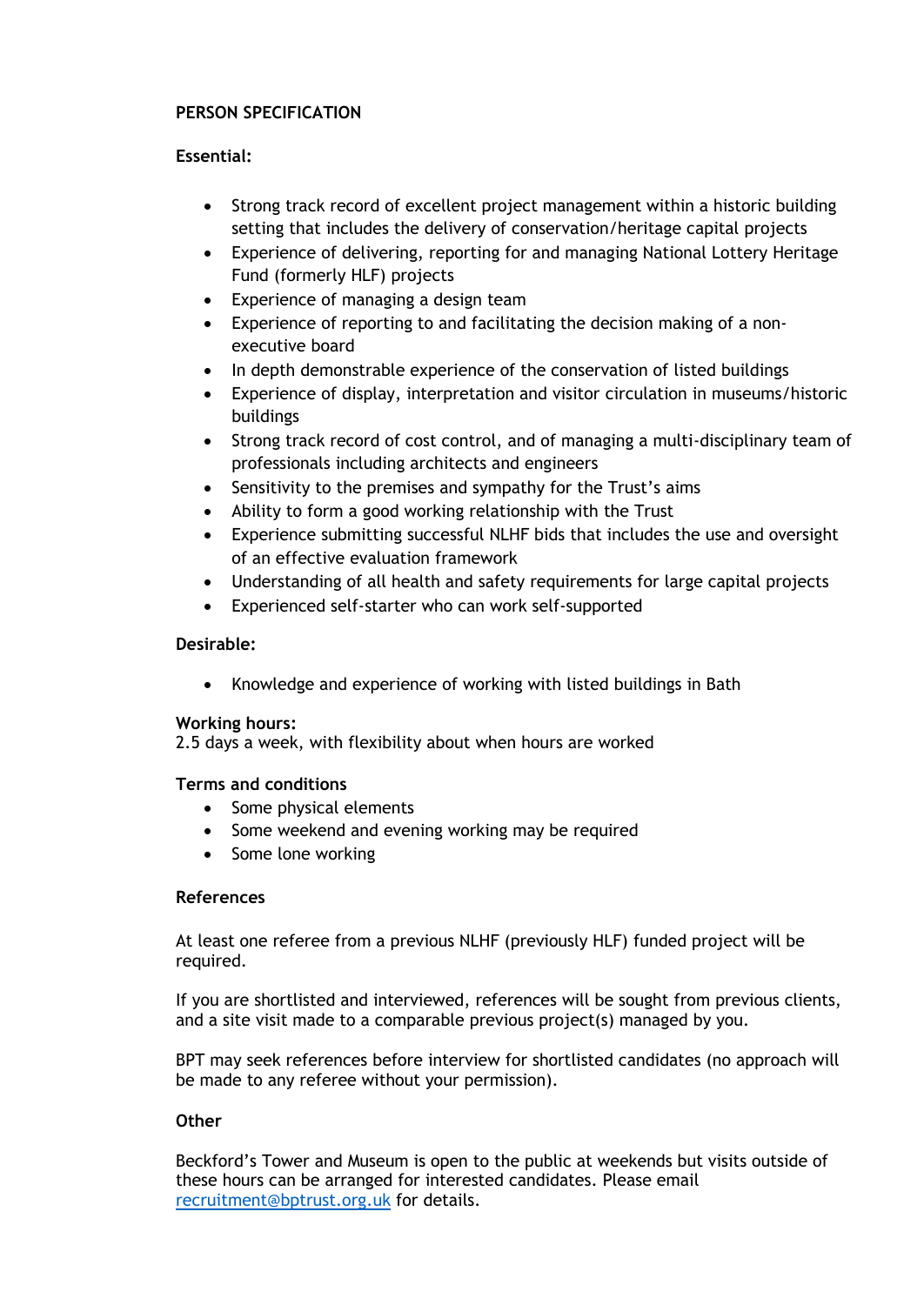**PERSON SPECIFICATION**

**Essential:**

- Strong track record of excellent project management within a historic building setting that includes the delivery of conservation/heritage capital projects
- Experience of delivering, reporting for and managing National Lottery Heritage Fund (formerly HLF) projects
- Experience of managing a design team
- Experience of reporting to and facilitating the decision making of a non-executive board
- In depth demonstrable experience of the conservation of listed buildings
- Experience of display, interpretation and visitor circulation in museums/historic buildings
- Strong track record of cost control, and of managing a multi-disciplinary team of professionals including architects and engineers
- Sensitivity to the premises and sympathy for the Trust's aims
- Ability to form a good working relationship with the Trust
- Experience submitting successful NLHF bids that includes the use and oversight of an effective evaluation framework
- Understanding of all health and safety requirements for large capital projects
- Experienced self-starter who can work self-supported

**Desirable:**

- Knowledge and experience of working with listed buildings in Bath

**Working hours:**
2.5 days a week, with flexibility about when hours are worked

**Terms and conditions**

- Some physical elements
- Some weekend and evening working may be required
- Some lone working

**References**

At least one referee from a previous NLHF (previously HLF) funded project will be required.

If you are shortlisted and interviewed, references will be sought from previous clients, and a site visit made to a comparable previous project(s) managed by you.

BPT may seek references before interview for shortlisted candidates (no approach will be made to any referee without your permission).

**Other**

Beckford's Tower and Museum is open to the public at weekends but visits outside of these hours can be arranged for interested candidates. Please email recruitment@bptrust.org.uk for details.